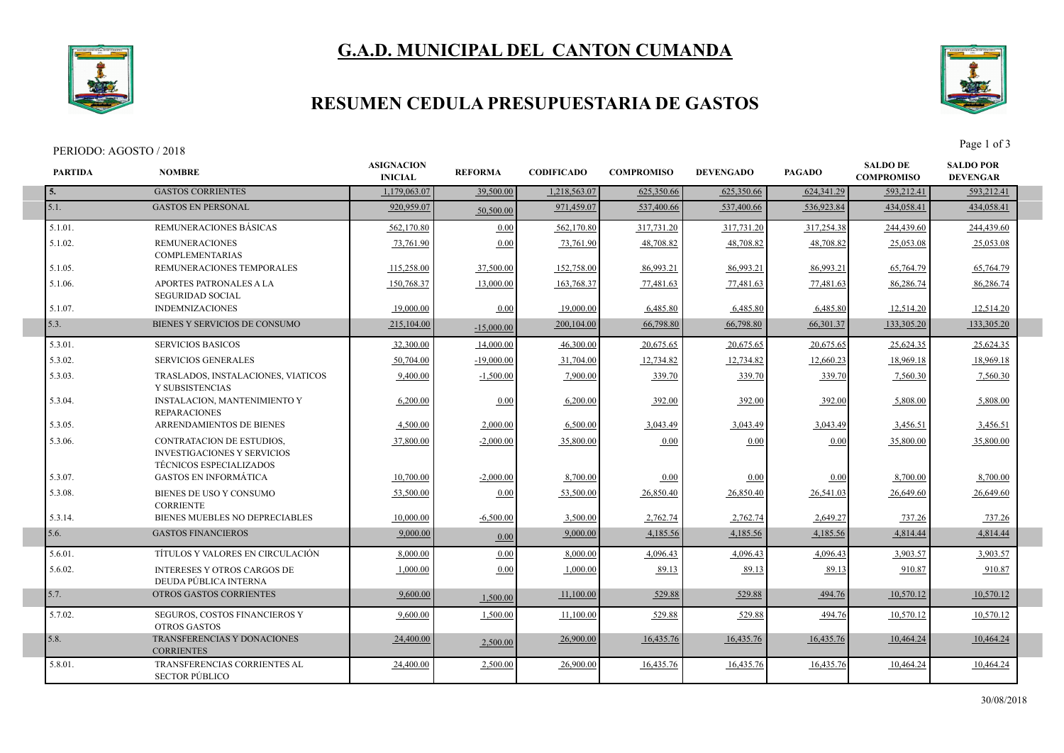# G.A.D. MUNICIPAL DEL CANTON CUMANDA

## RESUMEN CEDULA PRESUPUESTARIA DE GASTOS

PERIODO: AGOSTO / 2018

| PARTIDA | NOMBRE | ASIGNACION INICIAL | REFORMA | CODIFICADO | COMPROMISO | DEVENGADO | PAGADO | SALDO DE COMPROMISO | SALDO POR DEVENGAR |
|---|---|---|---|---|---|---|---|---|---|
| 5. | GASTOS CORRIENTES | 1,179,063.07 | 39,500.00 | 1,218,563.07 | 625,350.66 | 625,350.66 | 624,341.29 | 593,212.41 | 593,212.41 |
| 5.1. | GASTOS EN PERSONAL | 920,959.07 | 50,500.00 | 971,459.07 | 537,400.66 | 537,400.66 | 536,923.84 | 434,058.41 | 434,058.41 |
| 5.1.01. | REMUNERACIONES BÁSICAS | 562,170.80 | 0.00 | 562,170.80 | 317,731.20 | 317,731.20 | 317,254.38 | 244,439.60 | 244,439.60 |
| 5.1.02. | REMUNERACIONES COMPLEMENTARIAS | 73,761.90 | 0.00 | 73,761.90 | 48,708.82 | 48,708.82 | 48,708.82 | 25,053.08 | 25,053.08 |
| 5.1.05. | REMUNERACIONES TEMPORALES | 115,258.00 | 37,500.00 | 152,758.00 | 86,993.21 | 86,993.21 | 86,993.21 | 65,764.79 | 65,764.79 |
| 5.1.06. | APORTES PATRONALES A LA SEGURIDAD SOCIAL | 150,768.37 | 13,000.00 | 163,768.37 | 77,481.63 | 77,481.63 | 77,481.63 | 86,286.74 | 86,286.74 |
| 5.1.07. | INDEMNIZACIONES | 19,000.00 | 0.00 | 19,000.00 | 6,485.80 | 6,485.80 | 6,485.80 | 12,514.20 | 12,514.20 |
| 5.3. | BIENES Y SERVICIOS DE CONSUMO | 215,104.00 | -15,000.00 | 200,104.00 | 66,798.80 | 66,798.80 | 66,301.37 | 133,305.20 | 133,305.20 |
| 5.3.01. | SERVICIOS BASICOS | 32,300.00 | 14,000.00 | 46,300.00 | 20,675.65 | 20,675.65 | 20,675.65 | 25,624.35 | 25,624.35 |
| 5.3.02. | SERVICIOS GENERALES | 50,704.00 | -19,000.00 | 31,704.00 | 12,734.82 | 12,734.82 | 12,660.23 | 18,969.18 | 18,969.18 |
| 5.3.03. | TRASLADOS, INSTALACIONES, VIATICOS Y SUBSISTENCIAS | 9,400.00 | -1,500.00 | 7,900.00 | 339.70 | 339.70 | 339.70 | 7,560.30 | 7,560.30 |
| 5.3.04. | INSTALACION, MANTENIMIENTO Y REPARACIONES | 6,200.00 | 0.00 | 6,200.00 | 392.00 | 392.00 | 392.00 | 5,808.00 | 5,808.00 |
| 5.3.05. | ARRENDAMIENTOS DE BIENES | 4,500.00 | 2,000.00 | 6,500.00 | 3,043.49 | 3,043.49 | 3,043.49 | 3,456.51 | 3,456.51 |
| 5.3.06. | CONTRATACION DE ESTUDIOS, INVESTIGACIONES Y SERVICIOS TÉCNICOS ESPECIALIZADOS | 37,800.00 | -2,000.00 | 35,800.00 | 0.00 | 0.00 | 0.00 | 35,800.00 | 35,800.00 |
| 5.3.07. | GASTOS EN INFORMÁTICA | 10,700.00 | -2,000.00 | 8,700.00 | 0.00 | 0.00 | 0.00 | 8,700.00 | 8,700.00 |
| 5.3.08. | BIENES DE USO Y CONSUMO CORRIENTE | 53,500.00 | 0.00 | 53,500.00 | 26,850.40 | 26,850.40 | 26,541.03 | 26,649.60 | 26,649.60 |
| 5.3.14. | BIENES MUEBLES NO DEPRECIABLES | 10,000.00 | -6,500.00 | 3,500.00 | 2,762.74 | 2,762.74 | 2,649.27 | 737.26 | 737.26 |
| 5.6. | GASTOS FINANCIEROS | 9,000.00 | 0.00 | 9,000.00 | 4,185.56 | 4,185.56 | 4,185.56 | 4,814.44 | 4,814.44 |
| 5.6.01. | TÍTULOS Y VALORES EN CIRCULACIÓN | 8,000.00 | 0.00 | 8,000.00 | 4,096.43 | 4,096.43 | 4,096.43 | 3,903.57 | 3,903.57 |
| 5.6.02. | INTERESES Y OTROS CARGOS DE DEUDA PÚBLICA INTERNA | 1,000.00 | 0.00 | 1,000.00 | 89.13 | 89.13 | 89.13 | 910.87 | 910.87 |
| 5.7. | OTROS GASTOS CORRIENTES | 9,600.00 | 1,500.00 | 11,100.00 | 529.88 | 529.88 | 494.76 | 10,570.12 | 10,570.12 |
| 5.7.02. | SEGUROS, COSTOS FINANCIEROS Y OTROS GASTOS | 9,600.00 | 1,500.00 | 11,100.00 | 529.88 | 529.88 | 494.76 | 10,570.12 | 10,570.12 |
| 5.8. | TRANSFERENCIAS Y DONACIONES CORRIENTES | 24,400.00 | 2,500.00 | 26,900.00 | 16,435.76 | 16,435.76 | 16,435.76 | 10,464.24 | 10,464.24 |
| 5.8.01. | TRANSFERENCIAS CORRIENTES AL SECTOR PÚBLICO | 24,400.00 | 2,500.00 | 26,900.00 | 16,435.76 | 16,435.76 | 16,435.76 | 10,464.24 | 10,464.24 |

30/08/2018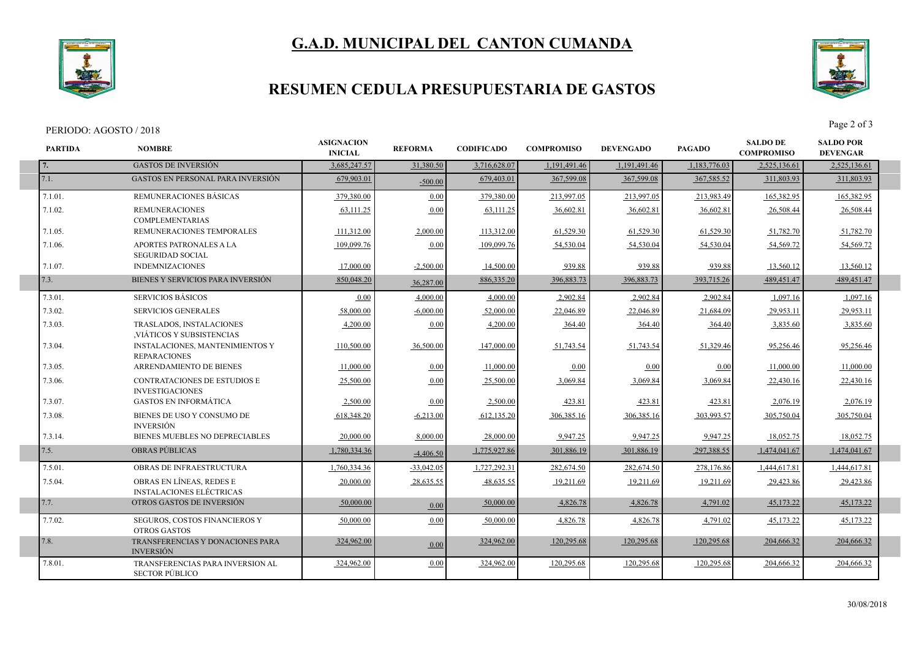# G.A.D. MUNICIPAL DEL CANTON CUMANDA

## RESUMEN CEDULA PRESUPUESTARIA DE GASTOS

PERIODO: AGOSTO / 2018

| PARTIDA | NOMBRE | ASIGNACION INICIAL | REFORMA | CODIFICADO | COMPROMISO | DEVENGADO | PAGADO | SALDO DE COMPROMISO | SALDO POR DEVENGAR |
|---|---|---|---|---|---|---|---|---|---|
| 7. | GASTOS DE INVERSIÓN | 3,685,247.57 | 31,380.50 | 3,716,628.07 | 1,191,491.46 | 1,191,491.46 | 1,183,776.03 | 2,525,136.61 | 2,525,136.61 |
| 7.1. | GASTOS EN PERSONAL PARA INVERSIÓN | 679,903.01 | -500.00 | 679,403.01 | 367,599.08 | 367,599.08 | 367,585.52 | 311,803.93 | 311,803.93 |
| 7.1.01. | REMUNERACIONES BÁSICAS | 379,380.00 | 0.00 | 379,380.00 | 213,997.05 | 213,997.05 | 213,983.49 | 165,382.95 | 165,382.95 |
| 7.1.02. | REMUNERACIONES COMPLEMENTARIAS | 63,111.25 | 0.00 | 63,111.25 | 36,602.81 | 36,602.81 | 36,602.81 | 26,508.44 | 26,508.44 |
| 7.1.05. | REMUNERACIONES TEMPORALES | 111,312.00 | 2,000.00 | 113,312.00 | 61,529.30 | 61,529.30 | 61,529.30 | 51,782.70 | 51,782.70 |
| 7.1.06. | APORTES PATRONALES A LA SEGURIDAD SOCIAL | 109,099.76 | 0.00 | 109,099.76 | 54,530.04 | 54,530.04 | 54,530.04 | 54,569.72 | 54,569.72 |
| 7.1.07. | INDEMNIZACIONES | 17,000.00 | -2,500.00 | 14,500.00 | 939.88 | 939.88 | 939.88 | 13,560.12 | 13,560.12 |
| 7.3. | BIENES Y SERVICIOS PARA INVERSIÓN | 850,048.20 | 36,287.00 | 886,335.20 | 396,883.73 | 396,883.73 | 393,715.26 | 489,451.47 | 489,451.47 |
| 7.3.01. | SERVICIOS BÁSICOS | 0.00 | 4,000.00 | 4,000.00 | 2,902.84 | 2,902.84 | 2,902.84 | 1,097.16 | 1,097.16 |
| 7.3.02. | SERVICIOS GENERALES | 58,000.00 | -6,000.00 | 52,000.00 | 22,046.89 | 22,046.89 | 21,684.09 | 29,953.11 | 29,953.11 |
| 7.3.03. | TRASLADOS, INSTALACIONES ,VIÁTICOS Y SUBSISTENCIAS | 4,200.00 | 0.00 | 4,200.00 | 364.40 | 364.40 | 364.40 | 3,835.60 | 3,835.60 |
| 7.3.04. | INSTALACIONES, MANTENIMIENTOS Y REPARACIONES | 110,500.00 | 36,500.00 | 147,000.00 | 51,743.54 | 51,743.54 | 51,329.46 | 95,256.46 | 95,256.46 |
| 7.3.05. | ARRENDAMIENTO DE BIENES | 11,000.00 | 0.00 | 11,000.00 | 0.00 | 0.00 | 0.00 | 11,000.00 | 11,000.00 |
| 7.3.06. | CONTRATACIONES DE ESTUDIOS E INVESTIGACIONES | 25,500.00 | 0.00 | 25,500.00 | 3,069.84 | 3,069.84 | 3,069.84 | 22,430.16 | 22,430.16 |
| 7.3.07. | GASTOS EN INFORMÁTICA | 2,500.00 | 0.00 | 2,500.00 | 423.81 | 423.81 | 423.81 | 2,076.19 | 2,076.19 |
| 7.3.08. | BIENES DE USO Y CONSUMO DE INVERSIÓN | 618,348.20 | -6,213.00 | 612,135.20 | 306,385.16 | 306,385.16 | 303,993.57 | 305,750.04 | 305,750.04 |
| 7.3.14. | BIENES MUEBLES NO DEPRECIABLES | 20,000.00 | 8,000.00 | 28,000.00 | 9,947.25 | 9,947.25 | 9,947.25 | 18,052.75 | 18,052.75 |
| 7.5. | OBRAS PÚBLICAS | 1,780,334.36 | -4,406.50 | 1,775,927.86 | 301,886.19 | 301,886.19 | 297,388.55 | 1,474,041.67 | 1,474,041.67 |
| 7.5.01. | OBRAS DE INFRAESTRUCTURA | 1,760,334.36 | -33,042.05 | 1,727,292.31 | 282,674.50 | 282,674.50 | 278,176.86 | 1,444,617.81 | 1,444,617.81 |
| 7.5.04. | OBRAS EN LÍNEAS, REDES E INSTALACIONES ELÉCTRICAS | 20,000.00 | 28,635.55 | 48,635.55 | 19,211.69 | 19,211.69 | 19,211.69 | 29,423.86 | 29,423.86 |
| 7.7. | OTROS GASTOS DE INVERSIÓN | 50,000.00 | 0.00 | 50,000.00 | 4,826.78 | 4,826.78 | 4,791.02 | 45,173.22 | 45,173.22 |
| 7.7.02. | SEGUROS, COSTOS FINANCIEROS Y OTROS GASTOS | 50,000.00 | 0.00 | 50,000.00 | 4,826.78 | 4,826.78 | 4,791.02 | 45,173.22 | 45,173.22 |
| 7.8. | TRANSFERENCIAS Y DONACIONES PARA INVERSIÓN | 324,962.00 | 0.00 | 324,962.00 | 120,295.68 | 120,295.68 | 120,295.68 | 204,666.32 | 204,666.32 |
| 7.8.01. | TRANSFERENCIAS PARA INVERSION AL SECTOR PÚBLICO | 324,962.00 | 0.00 | 324,962.00 | 120,295.68 | 120,295.68 | 120,295.68 | 204,666.32 | 204,666.32 |

30/08/2018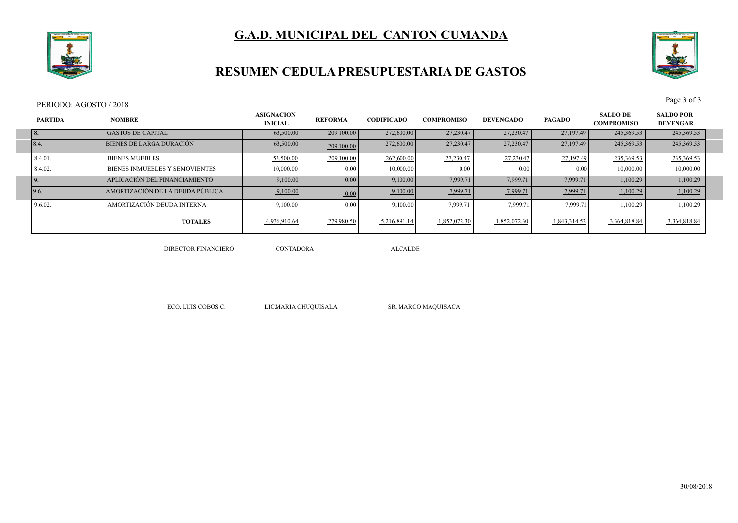# G.A.D. MUNICIPAL DEL CANTON CUMANDA

## RESUMEN CEDULA PRESUPUESTARIA DE GASTOS

PERIODO: AGOSTO / 2018

| PARTIDA | NOMBRE | ASIGNACION INICIAL | REFORMA | CODIFICADO | COMPROMISO | DEVENGADO | PAGADO | SALDO DE COMPROMISO | SALDO POR DEVENGAR |
|---|---|---|---|---|---|---|---|---|---|
| **8.** | GASTOS DE CAPITAL | 63,500.00 | 209,100.00 | 272,600.00 | 27,230.47 | 27,230.47 | 27,197.49 | 245,369.53 | 245,369.53 |
| 8.4. | BIENES DE LARGA DURACIÓN | 63,500.00 | 209,100.00 | 272,600.00 | 27,230.47 | 27,230.47 | 27,197.49 | 245,369.53 | 245,369.53 |
| 8.4.01. | BIENES MUEBLES | 53,500.00 | 209,100.00 | 262,600.00 | 27,230.47 | 27,230.47 | 27,197.49 | 235,369.53 | 235,369.53 |
| 8.4.02. | BIENES INMUEBLES Y SEMOVIENTES | 10,000.00 | 0.00 | 10,000.00 | 0.00 | 0.00 | 0.00 | 10,000.00 | 10,000.00 |
| **9.** | APLICACIÓN DEL FINANCIAMIENTO | 9,100.00 | 0.00 | 9,100.00 | 7,999.71 | 7,999.71 | 7,999.71 | 1,100.29 | 1,100.29 |
| 9.6. | AMORTIZACIÓN DE LA DEUDA PÚBLICA | 9,100.00 | 0.00 | 9,100.00 | 7,999.71 | 7,999.71 | 7,999.71 | 1,100.29 | 1,100.29 |
| 9.6.02. | AMORTIZACIÓN DEUDA INTERNA | 9,100.00 | 0.00 | 9,100.00 | 7,999.71 | 7,999.71 | 7,999.71 | 1,100.29 | 1,100.29 |
| | **TOTALES** | 4,936,910.64 | 279,980.50 | 5,216,891.14 | 1,852,072.30 | 1,852,072.30 | 1,843,314.52 | 3,364,818.84 | 3,364,818.84 |

| DIRECTOR FINANCIERO | CONTADORA | ALCALDE |
|---|---|---|
| ECO. LUIS COBOS C. | LIC.MARIA CHUQUISALA | SR. MARCO MAQUISACA |

30/08/2018